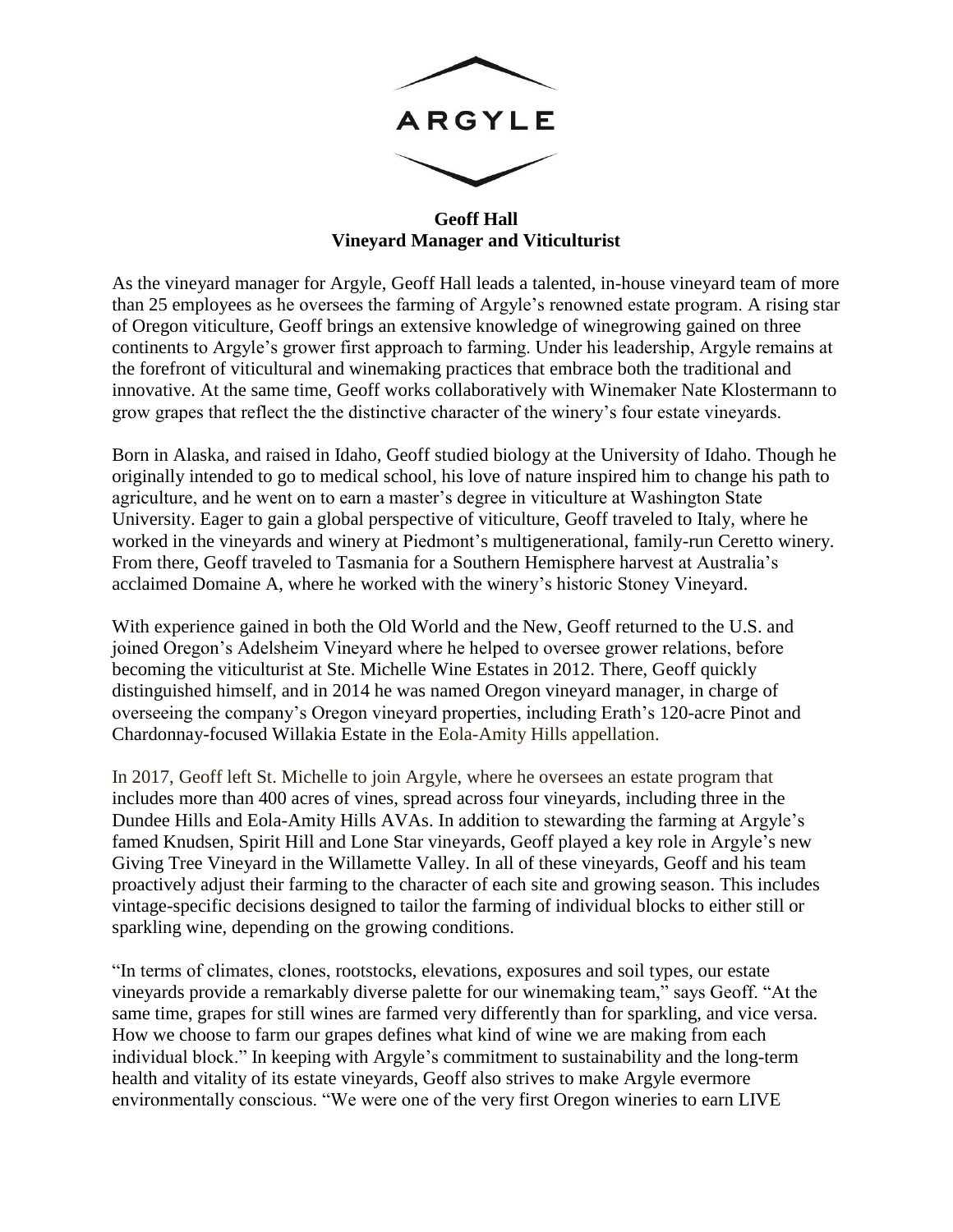# ARGYLE

**Geoff Hall**
**Vineyard Manager and Viticulturist**

As the vineyard manager for Argyle, Geoff Hall leads a talented, in-house vineyard team of more than 25 employees as he oversees the farming of Argyle's renowned estate program. A rising star of Oregon viticulture, Geoff brings an extensive knowledge of winegrowing gained on three continents to Argyle's grower first approach to farming. Under his leadership, Argyle remains at the forefront of viticultural and winemaking practices that embrace both the traditional and innovative. At the same time, Geoff works collaboratively with Winemaker Nate Klostermann to grow grapes that reflect the the distinctive character of the winery's four estate vineyards.

Born in Alaska, and raised in Idaho, Geoff studied biology at the University of Idaho. Though he originally intended to go to medical school, his love of nature inspired him to change his path to agriculture, and he went on to earn a master's degree in viticulture at Washington State University. Eager to gain a global perspective of viticulture, Geoff traveled to Italy, where he worked in the vineyards and winery at Piedmont's multigenerational, family-run Ceretto winery. From there, Geoff traveled to Tasmania for a Southern Hemisphere harvest at Australia's acclaimed Domaine A, where he worked with the winery's historic Stoney Vineyard.

With experience gained in both the Old World and the New, Geoff returned to the U.S. and joined Oregon's Adelsheim Vineyard where he helped to oversee grower relations, before becoming the viticulturist at Ste. Michelle Wine Estates in 2012. There, Geoff quickly distinguished himself, and in 2014 he was named Oregon vineyard manager, in charge of overseeing the company's Oregon vineyard properties, including Erath's 120-acre Pinot and Chardonnay-focused Willakia Estate in the Eola-Amity Hills appellation.

In 2017, Geoff left St. Michelle to join Argyle, where he oversees an estate program that includes more than 400 acres of vines, spread across four vineyards, including three in the Dundee Hills and Eola-Amity Hills AVAs. In addition to stewarding the farming at Argyle's famed Knudsen, Spirit Hill and Lone Star vineyards, Geoff played a key role in Argyle's new Giving Tree Vineyard in the Willamette Valley. In all of these vineyards, Geoff and his team proactively adjust their farming to the character of each site and growing season. This includes vintage-specific decisions designed to tailor the farming of individual blocks to either still or sparkling wine, depending on the growing conditions.

"In terms of climates, clones, rootstocks, elevations, exposures and soil types, our estate vineyards provide a remarkably diverse palette for our winemaking team," says Geoff. "At the same time, grapes for still wines are farmed very differently than for sparkling, and vice versa. How we choose to farm our grapes defines what kind of wine we are making from each individual block." In keeping with Argyle's commitment to sustainability and the long-term health and vitality of its estate vineyards, Geoff also strives to make Argyle evermore environmentally conscious. "We were one of the very first Oregon wineries to earn LIVE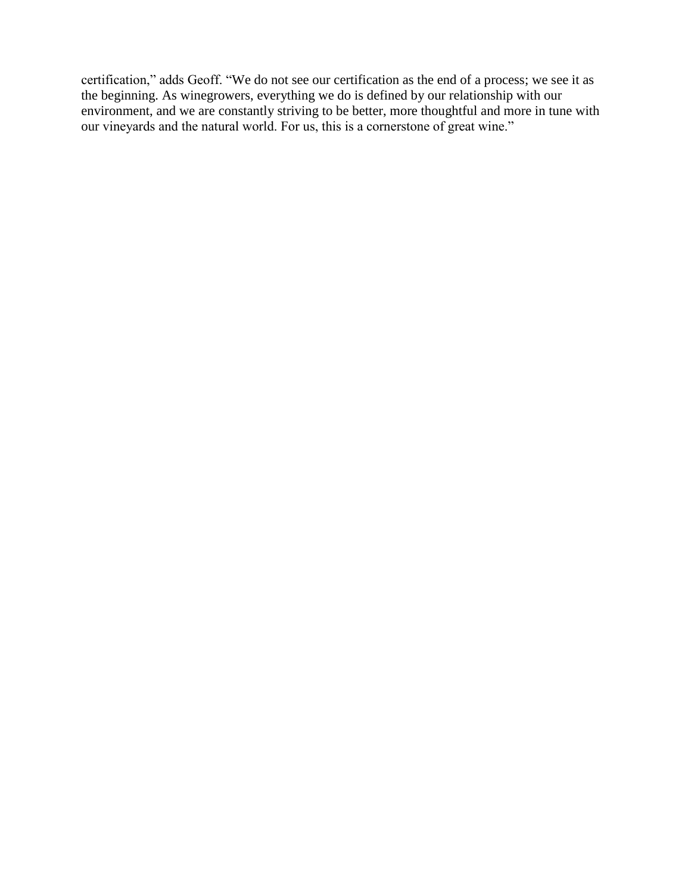certification," adds Geoff. "We do not see our certification as the end of a process; we see it as the beginning. As winegrowers, everything we do is defined by our relationship with our environment, and we are constantly striving to be better, more thoughtful and more in tune with our vineyards and the natural world. For us, this is a cornerstone of great wine."